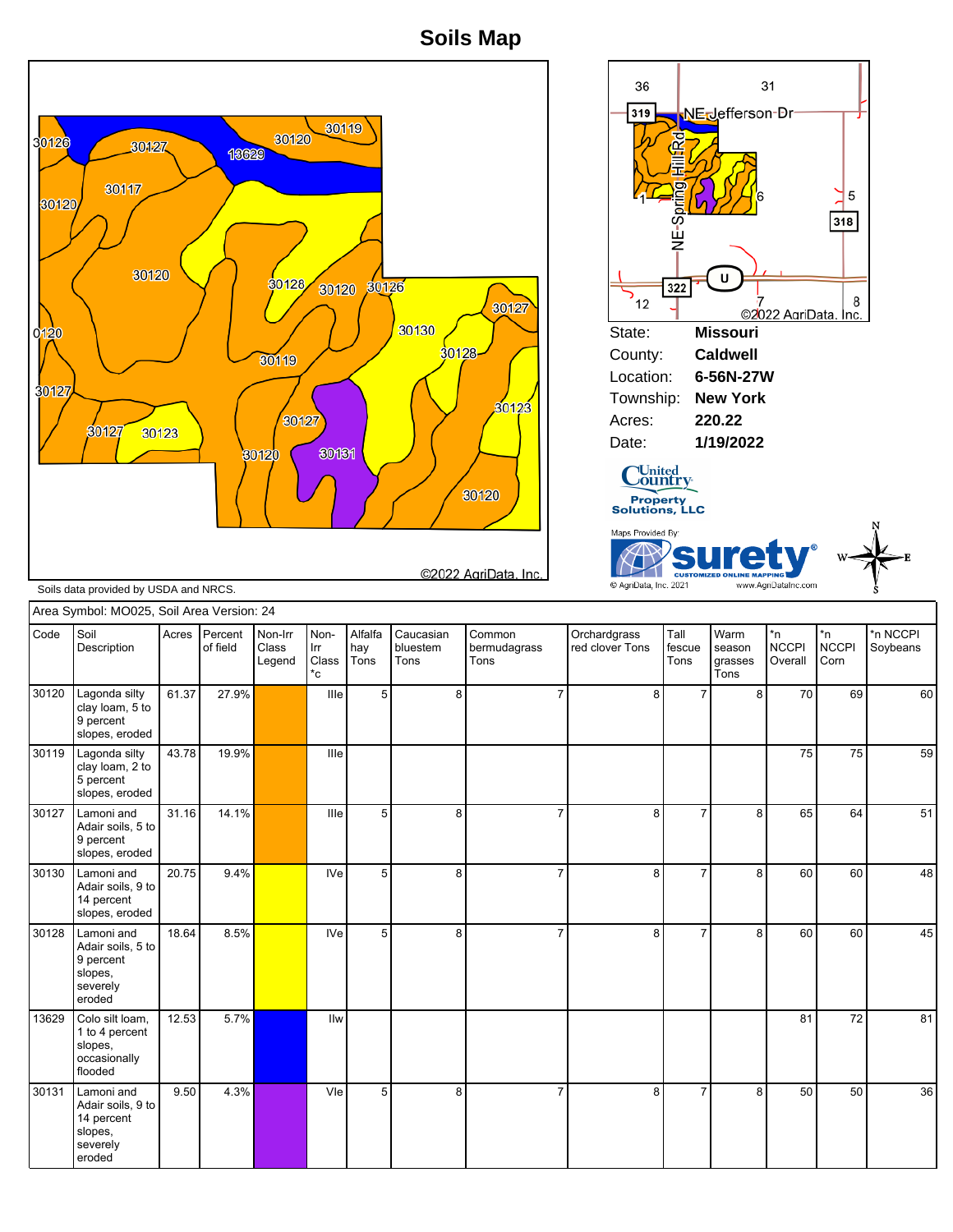# Soils Map

30126 30127 13629 30120 30119 30117 30120 30120 30128 30120 30126 30127 0120 30130 30128 30119 30127 30123 30127 30123 30127 30120 30131 30120

©2022 AgriData, Inc.

Soils data provided by USDA and NRCS.

36 31 319 NE Jefferson Dr NE Spring Hill Rd 1 6 5 318 U 322 12 7 8 ©2022 AgriData, Inc.

State: **Missouri**
County: **Caldwell**
Location: **6-56N-27W**
Township: **New York**
Acres: **220.22**
Date: **1/19/2022**

United Country Property Solutions, LLC

Maps Provided By: surety® CUSTOMIZED ONLINE MAPPING © AgriData, Inc. 2021 www.AgriDataInc.com

Area Symbol: MO025, Soil Area Version: 24

| Code | Soil Description | Acres | Percent of field | Non-Irr Class Legend | Non-Irr Class *c | Alfalfa hay Tons | Caucasian bluestem Tons | Common bermudagrass Tons | Orchardgrass red clover Tons | Tall fescue Tons | Warm season grasses Tons | *n NCCPI Overall | *n NCCPI Corn | *n NCCPI Soybeans |
|---|---|---|---|---|---|---|---|---|---|---|---|---|---|---|
| 30120 | Lagonda silty clay loam, 5 to 9 percent slopes, eroded | 61.37 | 27.9% | | IIIe | 5 | 8 | 7 | 8 | 7 | 8 | 70 | 69 | 60 |
| 30119 | Lagonda silty clay loam, 2 to 5 percent slopes, eroded | 43.78 | 19.9% | | IIIe | | | | | | | 75 | 75 | 59 |
| 30127 | Lamoni and Adair soils, 5 to 9 percent slopes, eroded | 31.16 | 14.1% | | IIIe | 5 | 8 | 7 | 8 | 7 | 8 | 65 | 64 | 51 |
| 30130 | Lamoni and Adair soils, 9 to 14 percent slopes, eroded | 20.75 | 9.4% | | IVe | 5 | 8 | 7 | 8 | 7 | 8 | 60 | 60 | 48 |
| 30128 | Lamoni and Adair soils, 5 to 9 percent slopes, severely eroded | 18.64 | 8.5% | | IVe | 5 | 8 | 7 | 8 | 7 | 8 | 60 | 60 | 45 |
| 13629 | Colo silt loam, 1 to 4 percent slopes, occasionally flooded | 12.53 | 5.7% | | IIw | | | | | | | 81 | 72 | 81 |
| 30131 | Lamoni and Adair soils, 9 to 14 percent slopes, severely eroded | 9.50 | 4.3% | | VIe | 5 | 8 | 7 | 8 | 7 | 8 | 50 | 50 | 36 |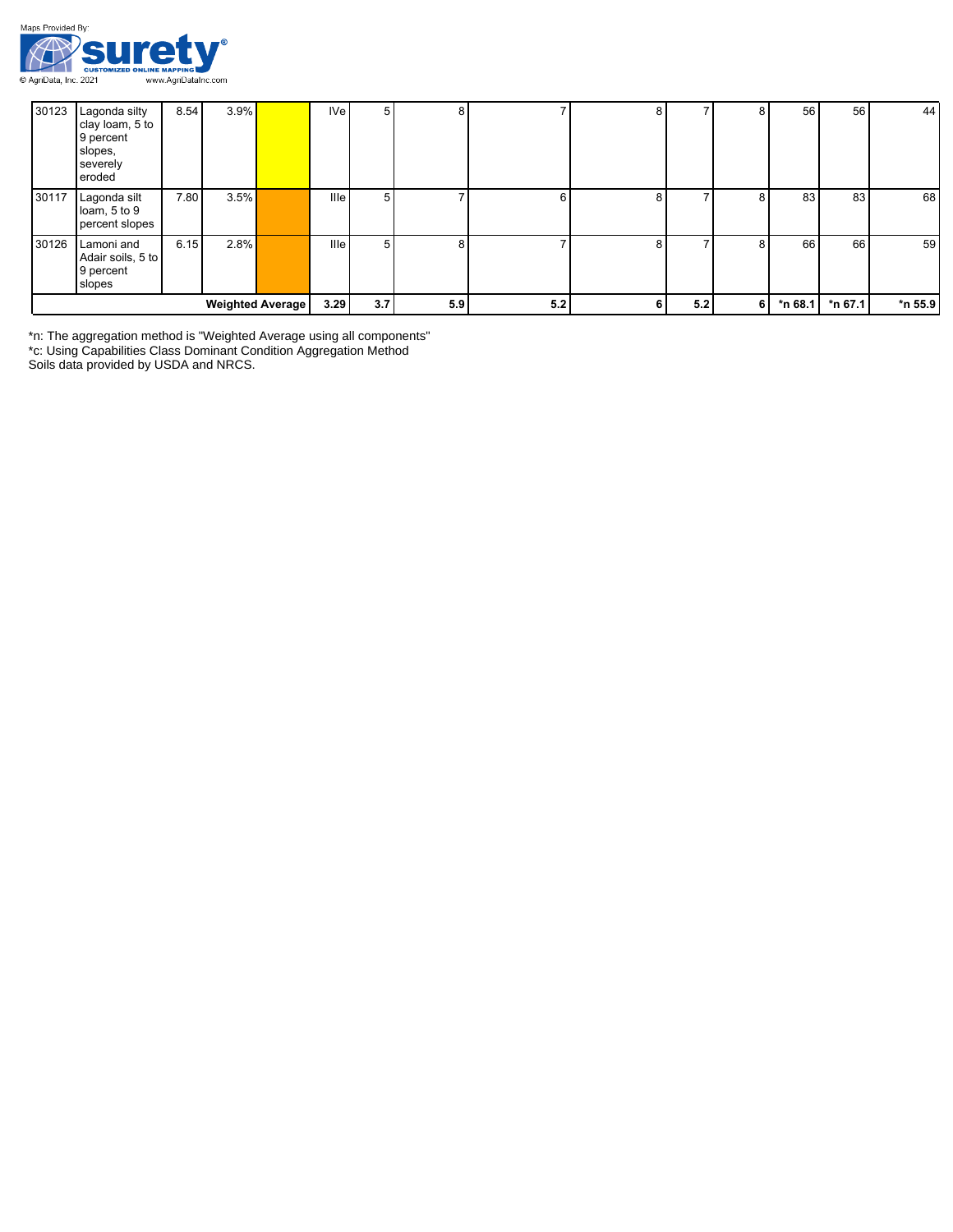| | | | | | | | | | | | | | | |
|---|---|---|---|---|---|---|---|---|---|---|---|---|---|---|
| 30123 | Lagonda silty clay loam, 5 to 9 percent slopes, severely eroded | 8.54 | 3.9% | | IVe | 5 | 8 | 7 | 8 | 7 | 8 | 56 | 56 | 44 |
| 30117 | Lagonda silt loam, 5 to 9 percent slopes | 7.80 | 3.5% | | IIIe | 5 | 7 | 6 | 8 | 7 | 8 | 83 | 83 | 68 |
| 30126 | Lamoni and Adair soils, 5 to 9 percent slopes | 6.15 | 2.8% | | IIIe | 5 | 8 | 7 | 8 | 7 | 8 | 66 | 66 | 59 |
| | | | | **Weighted Average** | **3.29** | **3.7** | **5.9** | **5.2** | **6** | **5.2** | **6** | **\*n 68.1** | **\*n 67.1** | **\*n 55.9** |

*n: The aggregation method is "Weighted Average using all components"
*c: Using Capabilities Class Dominant Condition Aggregation Method
Soils data provided by USDA and NRCS.